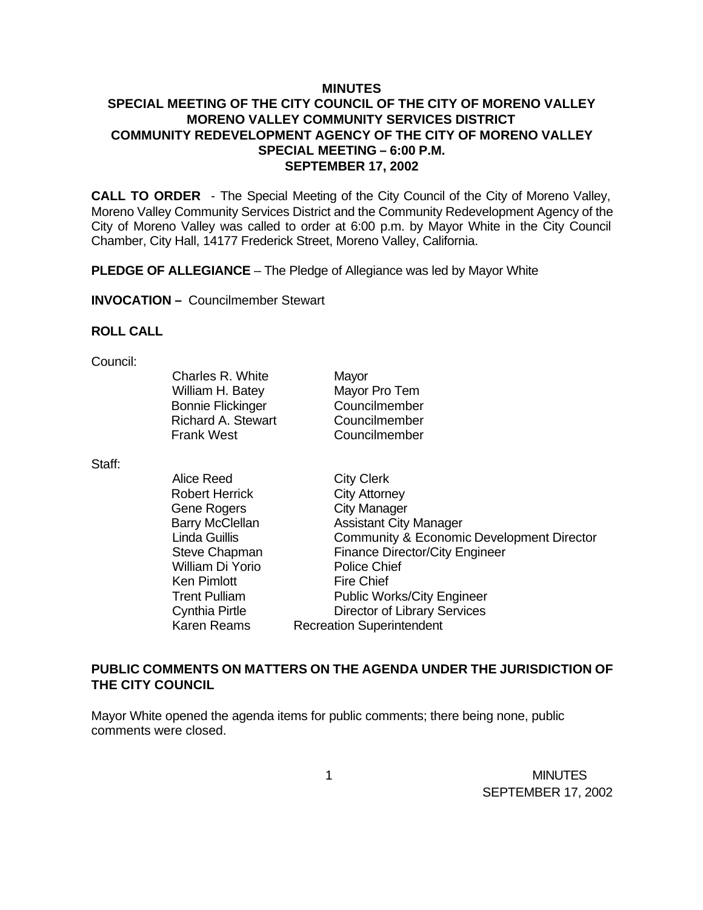# MINUTES
## SPECIAL MEETING OF THE CITY COUNCIL OF THE CITY OF MORENO VALLEY
## MORENO VALLEY COMMUNITY SERVICES DISTRICT
## COMMUNITY REDEVELOPMENT AGENCY OF THE CITY OF MORENO VALLEY
## SPECIAL MEETING – 6:00 P.M.
## SEPTEMBER 17, 2002

**CALL TO ORDER** - The Special Meeting of the City Council of the City of Moreno Valley, Moreno Valley Community Services District and the Community Redevelopment Agency of the City of Moreno Valley was called to order at 6:00 p.m. by Mayor White in the City Council Chamber, City Hall, 14177 Frederick Street, Moreno Valley, California.

**PLEDGE OF ALLEGIANCE** – The Pledge of Allegiance was led by Mayor White

**INVOCATION –** Councilmember Stewart

**ROLL CALL**

Council:

| | |
|---|---|
| Charles R. White | Mayor |
| William H. Batey | Mayor Pro Tem |
| Bonnie Flickinger | Councilmember |
| Richard A. Stewart | Councilmember |
| Frank West | Councilmember |

Staff:

| | |
|---|---|
| Alice Reed | City Clerk |
| Robert Herrick | City Attorney |
| Gene Rogers | City Manager |
| Barry McClellan | Assistant City Manager |
| Linda Guillis | Community & Economic Development Director |
| Steve Chapman | Finance Director/City Engineer |
| William Di Yorio | Police Chief |
| Ken Pimlott | Fire Chief |
| Trent Pulliam | Public Works/City Engineer |
| Cynthia Pirtle | Director of Library Services |
| Karen Reams | Recreation Superintendent |

**PUBLIC COMMENTS ON MATTERS ON THE AGENDA UNDER THE JURISDICTION OF THE CITY COUNCIL**

Mayor White opened the agenda items for public comments; there being none, public comments were closed.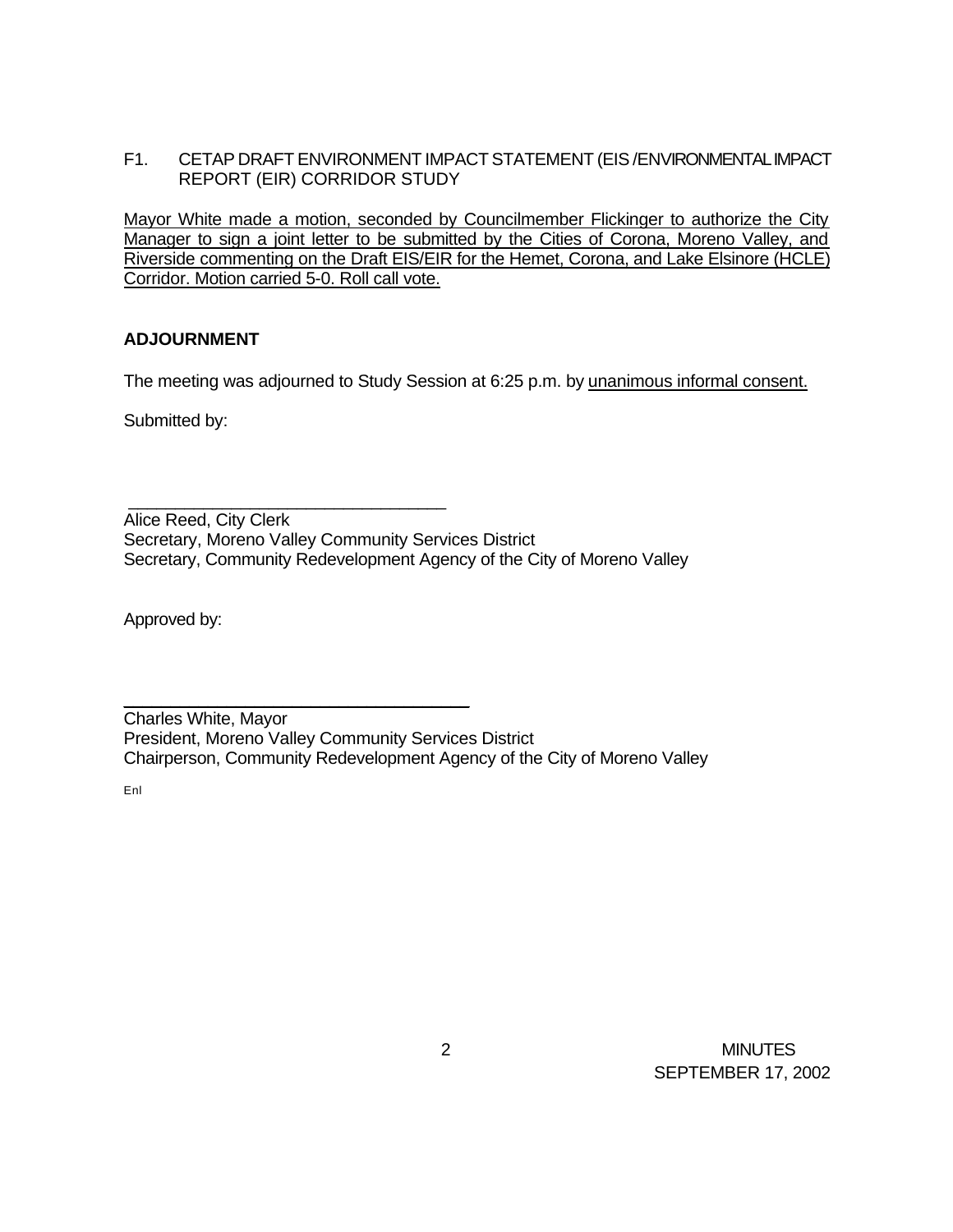F1. CETAP DRAFT ENVIRONMENT IMPACT STATEMENT (EIS /ENVIRONMENTAL IMPACT REPORT (EIR) CORRIDOR STUDY

Mayor White made a motion, seconded by Councilmember Flickinger to authorize the City Manager to sign a joint letter to be submitted by the Cities of Corona, Moreno Valley, and Riverside commenting on the Draft EIS/EIR for the Hemet, Corona, and Lake Elsinore (HCLE) Corridor. Motion carried 5-0. Roll call vote.

**ADJOURNMENT**

The meeting was adjourned to Study Session at 6:25 p.m. by unanimous informal consent.

Submitted by:

\_\_\_\_\_\_\_\_\_\_\_\_\_\_\_\_\_\_\_\_\_\_\_\_\_\_\_\_\_\_\_\_\_\_\_

Alice Reed, City Clerk
Secretary, Moreno Valley Community Services District
Secretary, Community Redevelopment Agency of the City of Moreno Valley

Approved by:

\_\_\_\_\_\_\_\_\_\_\_\_\_\_\_\_\_\_\_\_\_\_\_\_\_\_\_\_\_\_\_\_\_\_\_

Charles White, Mayor
President, Moreno Valley Community Services District
Chairperson, Community Redevelopment Agency of the City of Moreno Valley

Enl